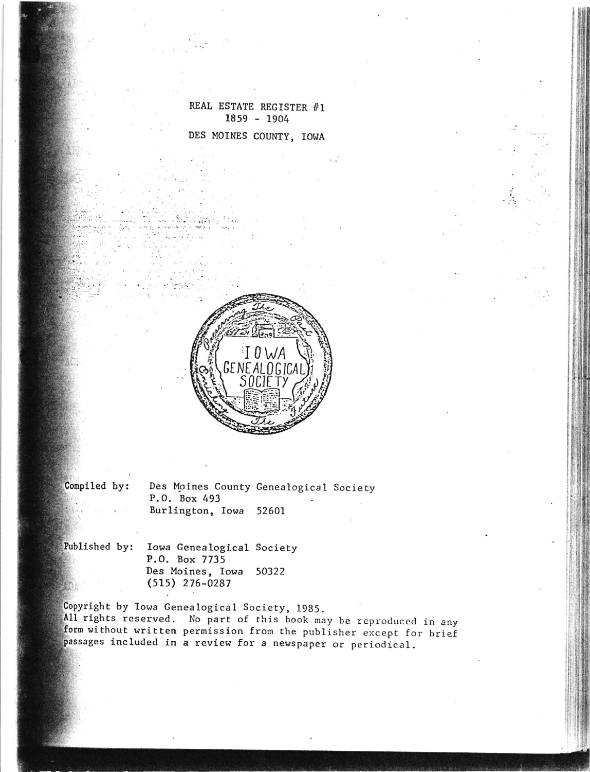# REAL ESTATE REGISTER #1
## 1859 - 1904
## DES MOINES COUNTY, IOWA

Compiled by: Des Moines County Genealogical Society
P.O. Box 493
Burlington, Iowa 52601

Published by: Iowa Genealogical Society
P.O. Box 7735
Des Moines, Iowa 50322
(515) 276-0287

Copyright by Iowa Genealogical Society, 1985.
All rights reserved. No part of this book may be reproduced in any form without written permission from the publisher except for brief passages included in a review for a newspaper or periodical.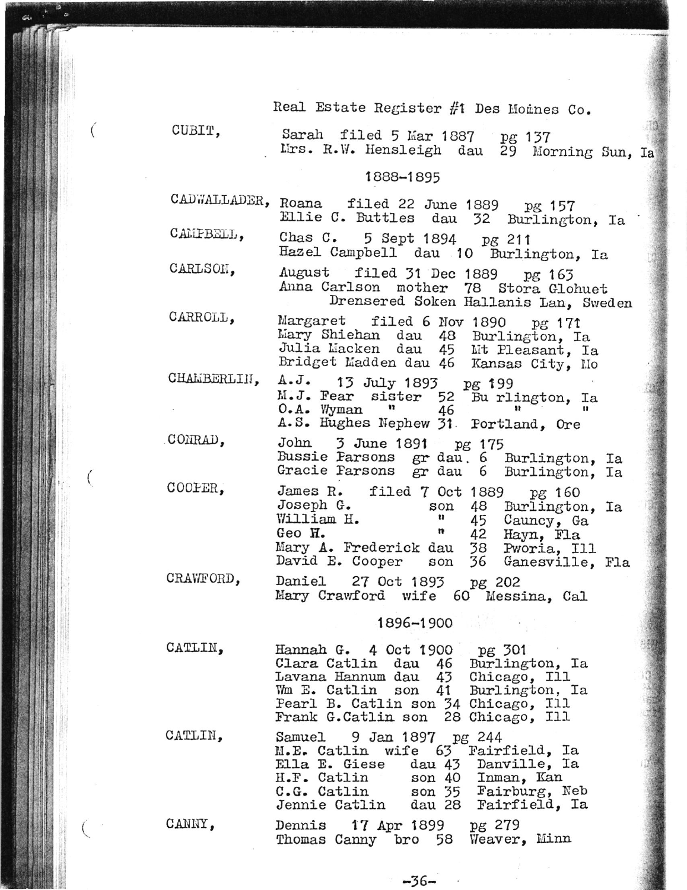Real Estate Register #1 Des Moines Co.

CUBIT, Sarah filed 5 Mar 1887 pg 137
Mrs. R.W. Hensleigh dau 29 Morning Sun, Ia

## 1888-1895

CADWALLADER, Roana filed 22 June 1889 pg 157
Ellie C. Buttles dau 32 Burlington, Ia

CAMPBELL, Chas C. 5 Sept 1894 pg 211
Hazel Campbell dau 10 Burlington, Ia

CARLSON, August filed 31 Dec 1889 pg 163
Anna Carlson mother 78 Stora Glohuet
Drensered Soken Hallanis Lan, Sweden

CARROLL, Margaret filed 6 Nov 1890 pg 171
Mary Shiehan dau 48 Burlington, Ia
Julia Macken dau 45 Mt Pleasant, Ia
Bridget Madden dau 46 Kansas City, Mo

CHAMBERLIN, A.J. 13 July 1893 pg 199
M.J. Fear sister 52 Bu rlington, Ia
O.A. Wyman " 46 " "
A.S. Hughes Nephew 31 Portland, Ore

CONRAD, John 3 June 1891 pg 175
Bussie Parsons gr dau. 6 Burlington, Ia
Gracie Parsons gr dau 6 Burlington, Ia

COOPER, James R. filed 7 Oct 1889 pg 160
Joseph G. son 48 Burlington, Ia
William H. " 45 Cauncy, Ga
Geo H. " 42 Hayn, Fla
Mary A. Frederick dau 38 Pworia, Ill
David E. Cooper son 36 Ganesville, Fla

CRAWFORD, Daniel 27 Oct 1893 pg 202
Mary Crawford wife 60 Messina, Cal

## 1896-1900

CATLIN, Hannah G. 4 Oct 1900 pg 301
Clara Catlin dau 46 Burlington, Ia
Lavana Hannum dau 43 Chicago, Ill
Wm E. Catlin son 41 Burlington, Ia
Pearl B. Catlin son 34 Chicago, Ill
Frank G.Catlin son 28 Chicago, Ill

CATLIN, Samuel 9 Jan 1897 pg 244
M.E. Catlin wife 63 Fairfield, Ia
Ella E. Giese dau 43 Danville, Ia
H.F. Catlin son 40 Inman, Kan
C.G. Catlin son 35 Fairburg, Neb
Jennie Catlin dau 28 Fairfield, Ia

CANNY, Dennis 17 Apr 1899 pg 279
Thomas Canny bro 58 Weaver, Minn